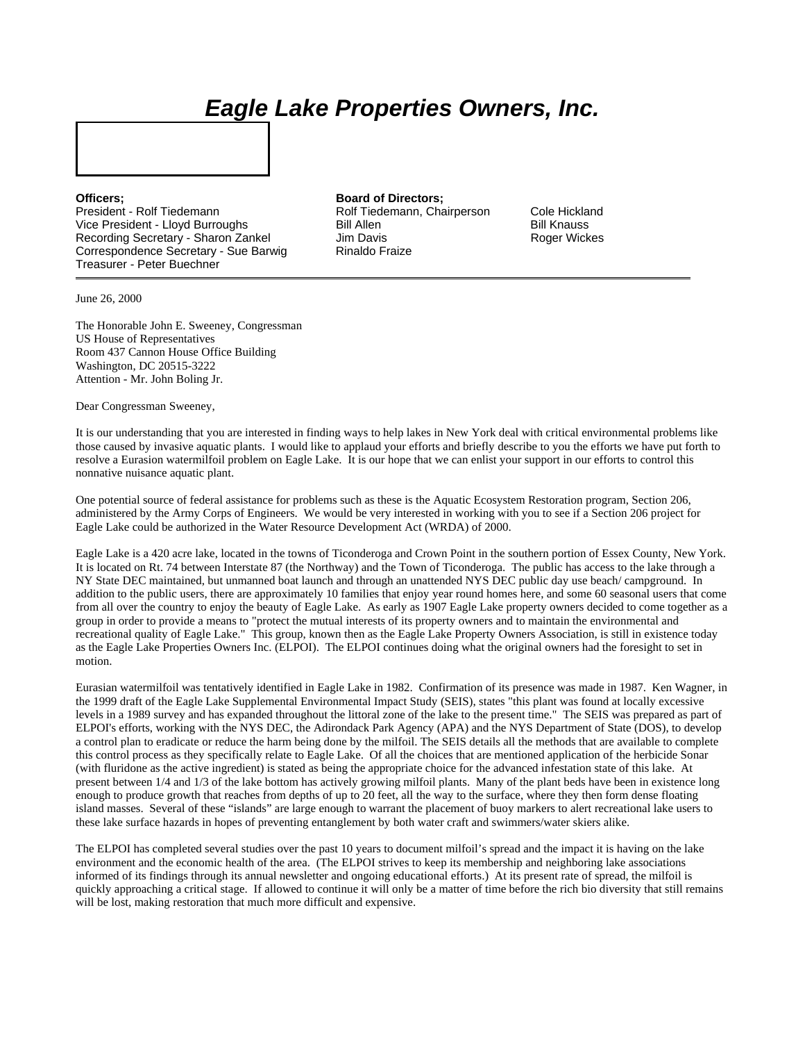# *Eagle Lake Properties Owners, Inc.*

**Officers;**
President - Rolf Tiedemann
Vice President - Lloyd Burroughs
Recording Secretary - Sharon Zankel
Correspondence Secretary - Sue Barwig
Treasurer - Peter Buechner

**Board of Directors;**
Rolf Tiedemann, Chairperson
Bill Allen
Jim Davis
Rinaldo Fraize
Cole Hickland
Bill Knauss
Roger Wickes

---

June 26, 2000

The Honorable John E. Sweeney, Congressman
US House of Representatives
Room 437 Cannon House Office Building
Washington, DC 20515-3222
Attention - Mr. John Boling Jr.

Dear Congressman Sweeney,

It is our understanding that you are interested in finding ways to help lakes in New York deal with critical environmental problems like those caused by invasive aquatic plants. I would like to applaud your efforts and briefly describe to you the efforts we have put forth to resolve a Eurasion watermilfoil problem on Eagle Lake. It is our hope that we can enlist your support in our efforts to control this nonnative nuisance aquatic plant.

One potential source of federal assistance for problems such as these is the Aquatic Ecosystem Restoration program, Section 206, administered by the Army Corps of Engineers. We would be very interested in working with you to see if a Section 206 project for Eagle Lake could be authorized in the Water Resource Development Act (WRDA) of 2000.

Eagle Lake is a 420 acre lake, located in the towns of Ticonderoga and Crown Point in the southern portion of Essex County, New York. It is located on Rt. 74 between Interstate 87 (the Northway) and the Town of Ticonderoga. The public has access to the lake through a NY State DEC maintained, but unmanned boat launch and through an unattended NYS DEC public day use beach/ campground. In addition to the public users, there are approximately 10 families that enjoy year round homes here, and some 60 seasonal users that come from all over the country to enjoy the beauty of Eagle Lake. As early as 1907 Eagle Lake property owners decided to come together as a group in order to provide a means to "protect the mutual interests of its property owners and to maintain the environmental and recreational quality of Eagle Lake." This group, known then as the Eagle Lake Property Owners Association, is still in existence today as the Eagle Lake Properties Owners Inc. (ELPOI). The ELPOI continues doing what the original owners had the foresight to set in motion.

Eurasian watermilfoil was tentatively identified in Eagle Lake in 1982. Confirmation of its presence was made in 1987. Ken Wagner, in the 1999 draft of the Eagle Lake Supplemental Environmental Impact Study (SEIS), states "this plant was found at locally excessive levels in a 1989 survey and has expanded throughout the littoral zone of the lake to the present time." The SEIS was prepared as part of ELPOI's efforts, working with the NYS DEC, the Adirondack Park Agency (APA) and the NYS Department of State (DOS), to develop a control plan to eradicate or reduce the harm being done by the milfoil. The SEIS details all the methods that are available to complete this control process as they specifically relate to Eagle Lake. Of all the choices that are mentioned application of the herbicide Sonar (with fluridone as the active ingredient) is stated as being the appropriate choice for the advanced infestation state of this lake. At present between 1/4 and 1/3 of the lake bottom has actively growing milfoil plants. Many of the plant beds have been in existence long enough to produce growth that reaches from depths of up to 20 feet, all the way to the surface, where they then form dense floating island masses. Several of these "islands" are large enough to warrant the placement of buoy markers to alert recreational lake users to these lake surface hazards in hopes of preventing entanglement by both water craft and swimmers/water skiers alike.

The ELPOI has completed several studies over the past 10 years to document milfoil's spread and the impact it is having on the lake environment and the economic health of the area. (The ELPOI strives to keep its membership and neighboring lake associations informed of its findings through its annual newsletter and ongoing educational efforts.) At its present rate of spread, the milfoil is quickly approaching a critical stage. If allowed to continue it will only be a matter of time before the rich bio diversity that still remains will be lost, making restoration that much more difficult and expensive.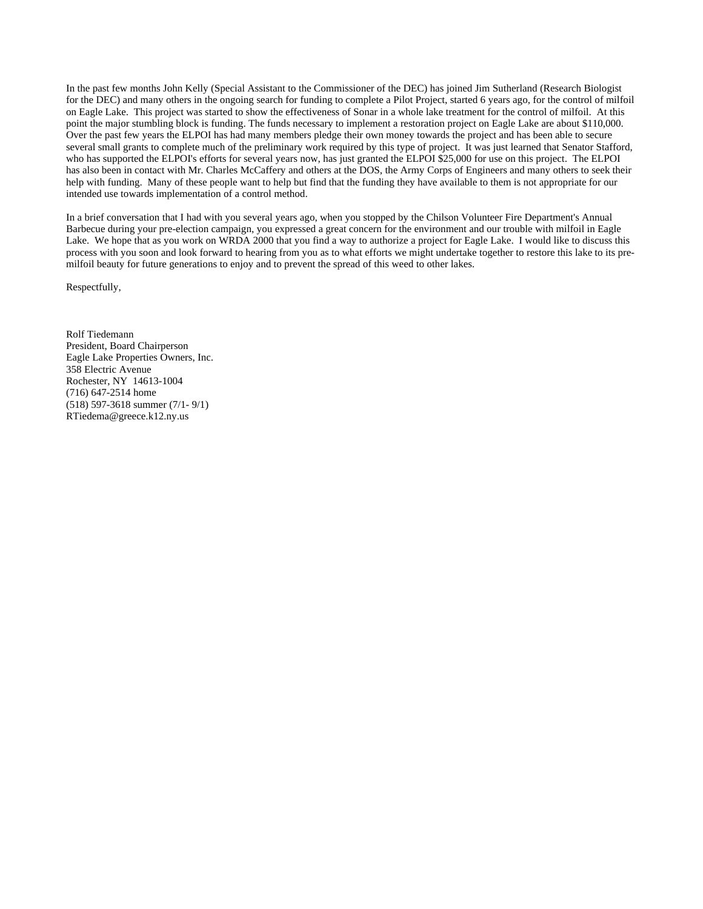In the past few months John Kelly (Special Assistant to the Commissioner of the DEC) has joined Jim Sutherland (Research Biologist for the DEC) and many others in the ongoing search for funding to complete a Pilot Project, started 6 years ago, for the control of milfoil on Eagle Lake. This project was started to show the effectiveness of Sonar in a whole lake treatment for the control of milfoil. At this point the major stumbling block is funding. The funds necessary to implement a restoration project on Eagle Lake are about $110,000. Over the past few years the ELPOI has had many members pledge their own money towards the project and has been able to secure several small grants to complete much of the preliminary work required by this type of project. It was just learned that Senator Stafford, who has supported the ELPOI's efforts for several years now, has just granted the ELPOI $25,000 for use on this project. The ELPOI has also been in contact with Mr. Charles McCaffery and others at the DOS, the Army Corps of Engineers and many others to seek their help with funding. Many of these people want to help but find that the funding they have available to them is not appropriate for our intended use towards implementation of a control method.

In a brief conversation that I had with you several years ago, when you stopped by the Chilson Volunteer Fire Department's Annual Barbecue during your pre-election campaign, you expressed a great concern for the environment and our trouble with milfoil in Eagle Lake. We hope that as you work on WRDA 2000 that you find a way to authorize a project for Eagle Lake. I would like to discuss this process with you soon and look forward to hearing from you as to what efforts we might undertake together to restore this lake to its pre-milfoil beauty for future generations to enjoy and to prevent the spread of this weed to other lakes.

Respectfully,

Rolf Tiedemann
President, Board Chairperson
Eagle Lake Properties Owners, Inc.
358 Electric Avenue
Rochester, NY 14613-1004
(716) 647-2514 home
(518) 597-3618 summer (7/1- 9/1)
RTiedema@greece.k12.ny.us